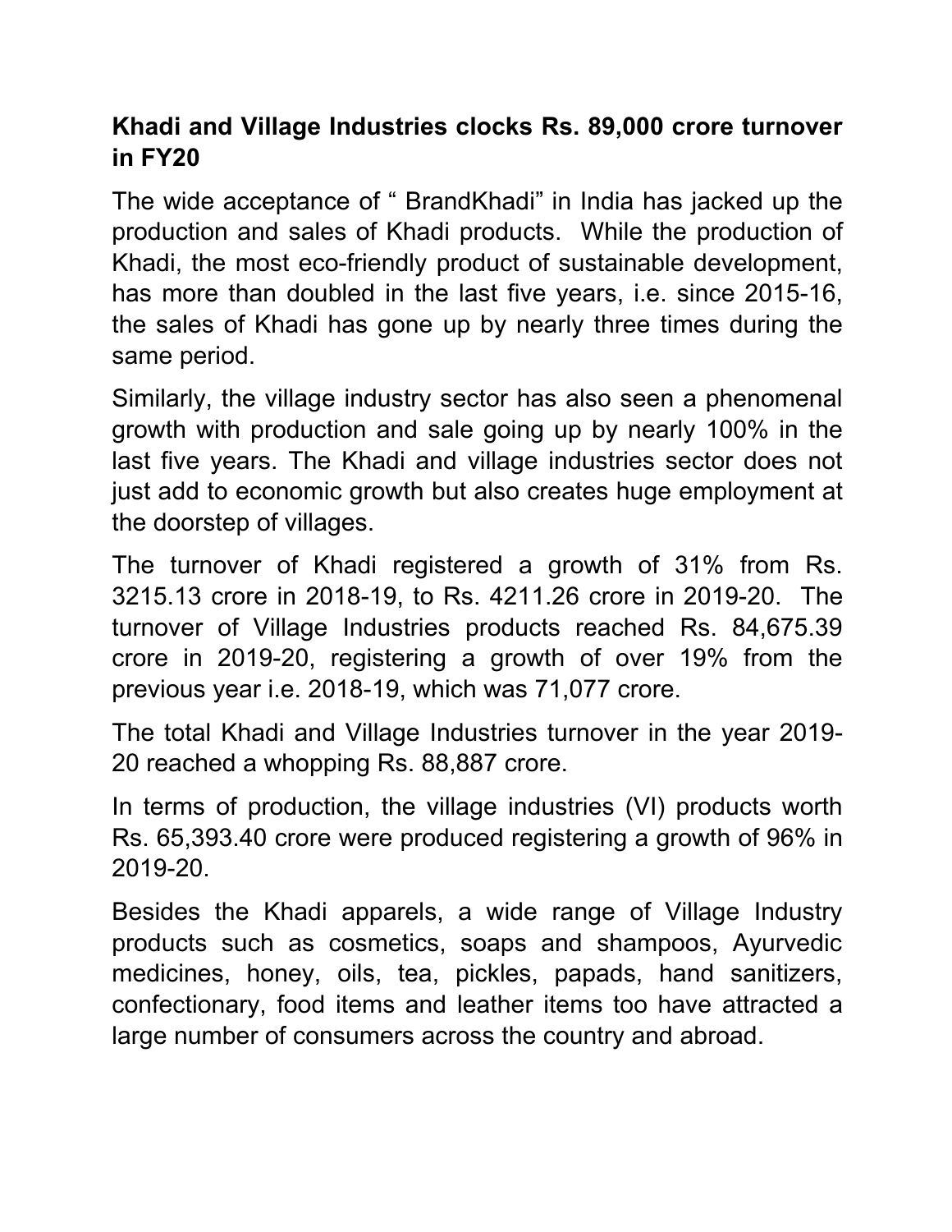# Khadi and Village Industries clocks Rs. 89,000 crore turnover in FY20

The wide acceptance of " BrandKhadi" in India has jacked up the production and sales of Khadi products. While the production of Khadi, the most eco-friendly product of sustainable development, has more than doubled in the last five years, i.e. since 2015-16, the sales of Khadi has gone up by nearly three times during the same period.

Similarly, the village industry sector has also seen a phenomenal growth with production and sale going up by nearly 100% in the last five years. The Khadi and village industries sector does not just add to economic growth but also creates huge employment at the doorstep of villages.

The turnover of Khadi registered a growth of 31% from Rs. 3215.13 crore in 2018-19, to Rs. 4211.26 crore in 2019-20. The turnover of Village Industries products reached Rs. 84,675.39 crore in 2019-20, registering a growth of over 19% from the previous year i.e. 2018-19, which was 71,077 crore.

The total Khadi and Village Industries turnover in the year 2019-20 reached a whopping Rs. 88,887 crore.

In terms of production, the village industries (VI) products worth Rs. 65,393.40 crore were produced registering a growth of 96% in 2019-20.

Besides the Khadi apparels, a wide range of Village Industry products such as cosmetics, soaps and shampoos, Ayurvedic medicines, honey, oils, tea, pickles, papads, hand sanitizers, confectionary, food items and leather items too have attracted a large number of consumers across the country and abroad.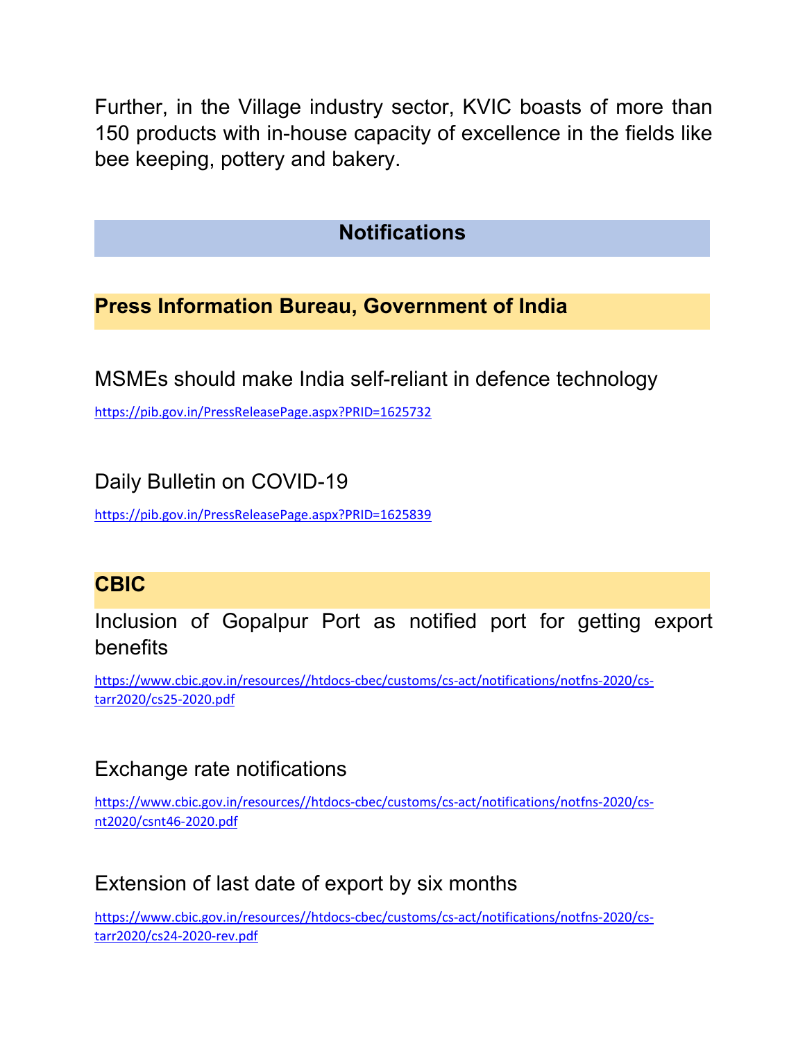Further, in the Village industry sector, KVIC boasts of more than 150 products with in-house capacity of excellence in the fields like bee keeping, pottery and bakery.

## Notifications

### Press Information Bureau, Government of India

MSMEs should make India self-reliant in defence technology

https://pib.gov.in/PressReleasePage.aspx?PRID=1625732

Daily Bulletin on COVID-19

https://pib.gov.in/PressReleasePage.aspx?PRID=1625839

### CBIC

Inclusion of Gopalpur Port as notified port for getting export benefits

https://www.cbic.gov.in/resources//htdocs-cbec/customs/cs-act/notifications/notfns-2020/cs-tarr2020/cs25-2020.pdf

Exchange rate notifications

https://www.cbic.gov.in/resources//htdocs-cbec/customs/cs-act/notifications/notfns-2020/cs-nt2020/csnt46-2020.pdf

Extension of last date of export by six months

https://www.cbic.gov.in/resources//htdocs-cbec/customs/cs-act/notifications/notfns-2020/cs-tarr2020/cs24-2020-rev.pdf